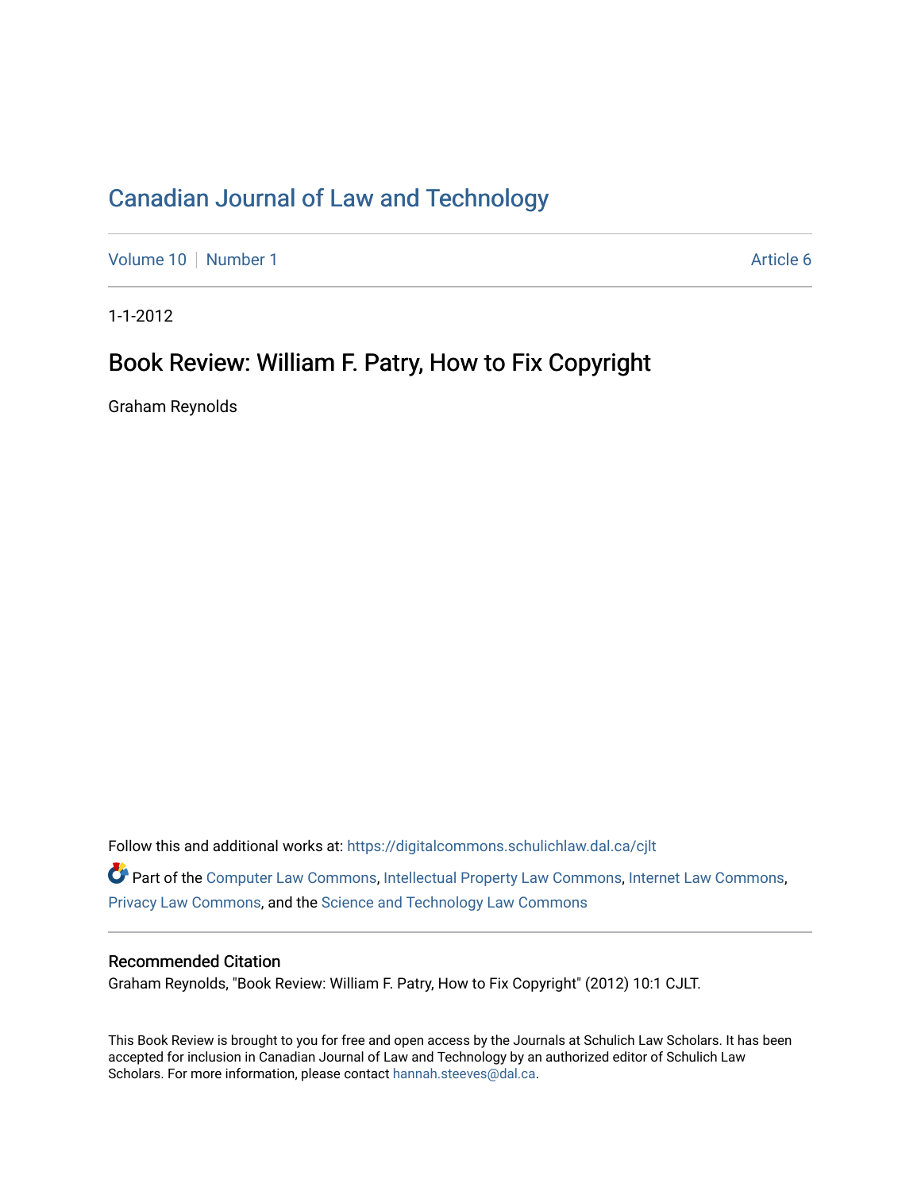# Canadian Journal of Law and Technology

Volume 10 | Number 1 | Article 6

1-1-2012

## Book Review: William F. Patry, How to Fix Copyright

Graham Reynolds

Follow this and additional works at: https://digitalcommons.schulichlaw.dal.ca/cjlt

Part of the Computer Law Commons, Intellectual Property Law Commons, Internet Law Commons, Privacy Law Commons, and the Science and Technology Law Commons

### Recommended Citation

Graham Reynolds, "Book Review: William F. Patry, How to Fix Copyright" (2012) 10:1 CJLT.

This Book Review is brought to you for free and open access by the Journals at Schulich Law Scholars. It has been accepted for inclusion in Canadian Journal of Law and Technology by an authorized editor of Schulich Law Scholars. For more information, please contact hannah.steeves@dal.ca.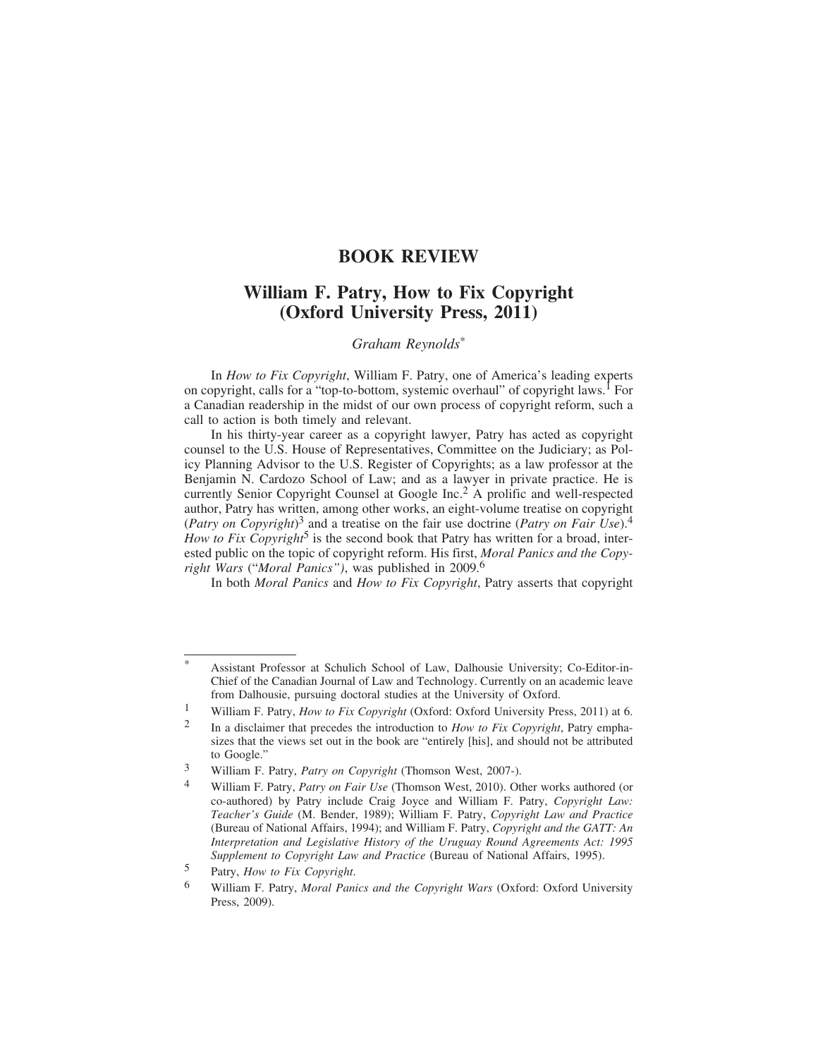# BOOK REVIEW

## William F. Patry, How to Fix Copyright (Oxford University Press, 2011)

*Graham Reynolds*[*]

In *How to Fix Copyright*, William F. Patry, one of America's leading experts on copyright, calls for a "top-to-bottom, systemic overhaul" of copyright laws.[1] For a Canadian readership in the midst of our own process of copyright reform, such a call to action is both timely and relevant.

In his thirty-year career as a copyright lawyer, Patry has acted as copyright counsel to the U.S. House of Representatives, Committee on the Judiciary; as Policy Planning Advisor to the U.S. Register of Copyrights; as a law professor at the Benjamin N. Cardozo School of Law; and as a lawyer in private practice. He is currently Senior Copyright Counsel at Google Inc.[2] A prolific and well-respected author, Patry has written, among other works, an eight-volume treatise on copyright (*Patry on Copyright*)[3] and a treatise on the fair use doctrine (*Patry on Fair Use*).[4] *How to Fix Copyright*[5] is the second book that Patry has written for a broad, interested public on the topic of copyright reform. His first, *Moral Panics and the Copyright Wars* ("*Moral Panics")*, was published in 2009.[6]

In both *Moral Panics* and *How to Fix Copyright*, Patry asserts that copyright

---

[*] Assistant Professor at Schulich School of Law, Dalhousie University; Co-Editor-in-Chief of the Canadian Journal of Law and Technology. Currently on an academic leave from Dalhousie, pursuing doctoral studies at the University of Oxford.

[1] William F. Patry, *How to Fix Copyright* (Oxford: Oxford University Press, 2011) at 6.

[2] In a disclaimer that precedes the introduction to *How to Fix Copyright*, Patry emphasizes that the views set out in the book are "entirely [his], and should not be attributed to Google."

[3] William F. Patry, *Patry on Copyright* (Thomson West, 2007-).

[4] William F. Patry, *Patry on Fair Use* (Thomson West, 2010). Other works authored (or co-authored) by Patry include Craig Joyce and William F. Patry, *Copyright Law: Teacher's Guide* (M. Bender, 1989); William F. Patry, *Copyright Law and Practice* (Bureau of National Affairs, 1994); and William F. Patry, *Copyright and the GATT: An Interpretation and Legislative History of the Uruguay Round Agreements Act: 1995 Supplement to Copyright Law and Practice* (Bureau of National Affairs, 1995).

[5] Patry, *How to Fix Copyright*.

[6] William F. Patry, *Moral Panics and the Copyright Wars* (Oxford: Oxford University Press, 2009).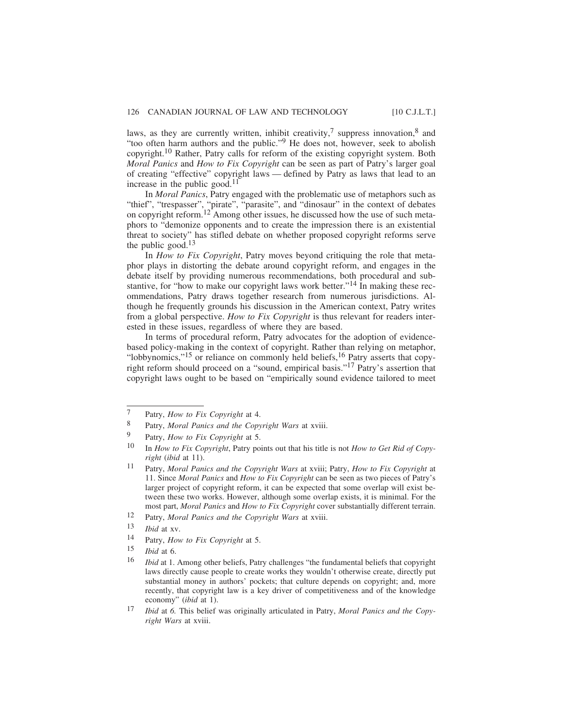laws, as they are currently written, inhibit creativity,[7] suppress innovation,[8] and "too often harm authors and the public."[9] He does not, however, seek to abolish copyright.[10] Rather, Patry calls for reform of the existing copyright system. Both *Moral Panics* and *How to Fix Copyright* can be seen as part of Patry's larger goal of creating "effective" copyright laws — defined by Patry as laws that lead to an increase in the public good.[11]

In *Moral Panics*, Patry engaged with the problematic use of metaphors such as "thief", "trespasser", "pirate", "parasite", and "dinosaur" in the context of debates on copyright reform.[12] Among other issues, he discussed how the use of such metaphors to "demonize opponents and to create the impression there is an existential threat to society" has stifled debate on whether proposed copyright reforms serve the public good.[13]

In *How to Fix Copyright*, Patry moves beyond critiquing the role that metaphor plays in distorting the debate around copyright reform, and engages in the debate itself by providing numerous recommendations, both procedural and substantive, for "how to make our copyright laws work better."[14] In making these recommendations, Patry draws together research from numerous jurisdictions. Although he frequently grounds his discussion in the American context, Patry writes from a global perspective. *How to Fix Copyright* is thus relevant for readers interested in these issues, regardless of where they are based.

In terms of procedural reform, Patry advocates for the adoption of evidence-based policy-making in the context of copyright. Rather than relying on metaphor, "lobbynomics,"[15] or reliance on commonly held beliefs,[16] Patry asserts that copyright reform should proceed on a "sound, empirical basis."[17] Patry's assertion that copyright laws ought to be based on "empirically sound evidence tailored to meet

---

7 Patry, *How to Fix Copyright* at 4.

8 Patry, *Moral Panics and the Copyright Wars* at xviii.

9 Patry, *How to Fix Copyright* at 5.

10 In *How to Fix Copyright*, Patry points out that his title is not *How to Get Rid of Copyright* (*ibid* at 11).

11 Patry, *Moral Panics and the Copyright Wars* at xviii; Patry, *How to Fix Copyright* at 11. Since *Moral Panics* and *How to Fix Copyright* can be seen as two pieces of Patry's larger project of copyright reform, it can be expected that some overlap will exist between these two works. However, although some overlap exists, it is minimal. For the most part, *Moral Panics* and *How to Fix Copyright* cover substantially different terrain.

12 Patry, *Moral Panics and the Copyright Wars* at xviii.

13 *Ibid* at xv.

14 Patry, *How to Fix Copyright* at 5.

15 *Ibid* at 6.

16 *Ibid* at 1. Among other beliefs, Patry challenges "the fundamental beliefs that copyright laws directly cause people to create works they wouldn't otherwise create, directly put substantial money in authors' pockets; that culture depends on copyright; and, more recently, that copyright law is a key driver of competitiveness and of the knowledge economy" (*ibid* at 1).

17 *Ibid* at *6.* This belief was originally articulated in Patry, *Moral Panics and the Copyright Wars* at xviii.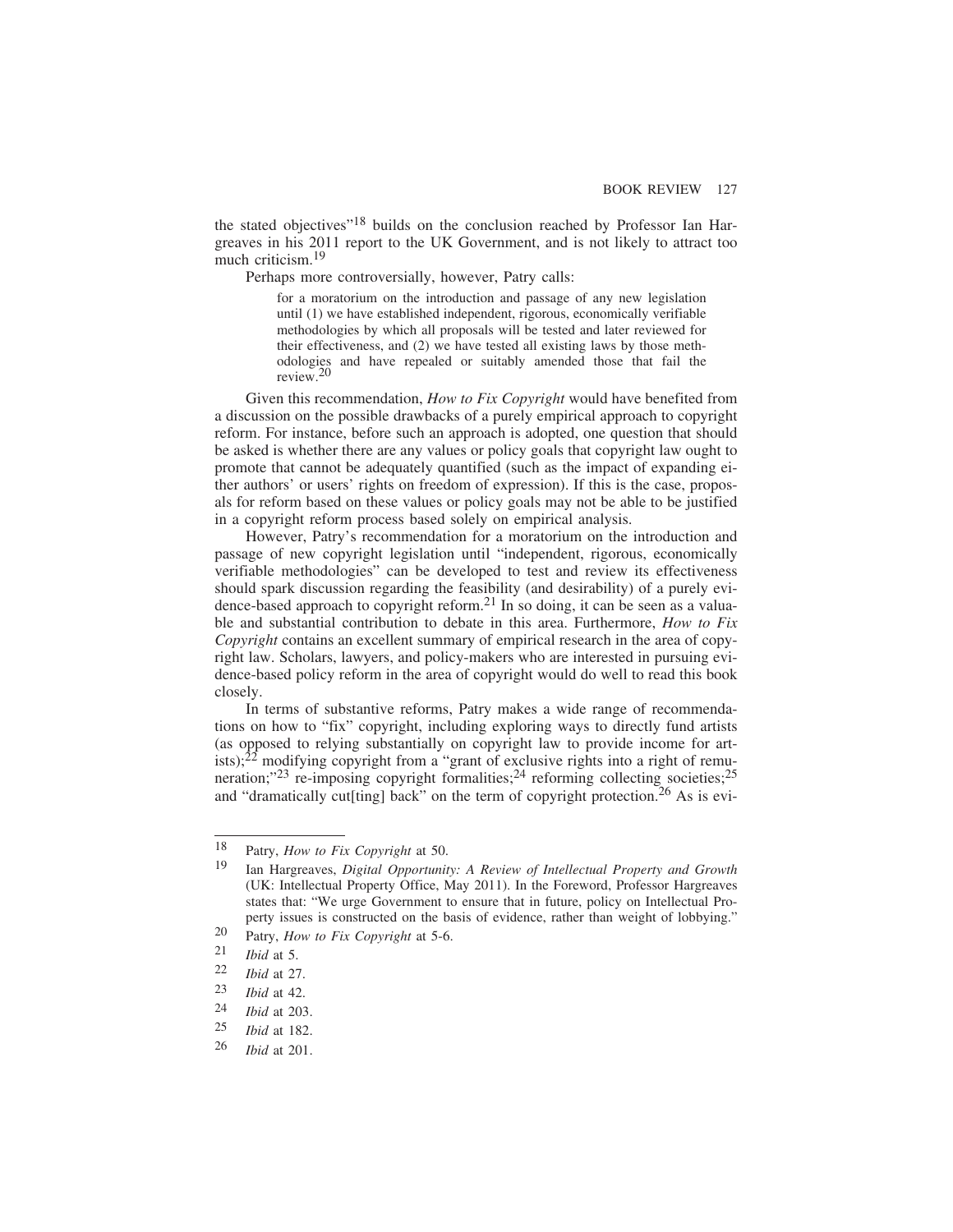the stated objectives"[18] builds on the conclusion reached by Professor Ian Hargreaves in his 2011 report to the UK Government, and is not likely to attract too much criticism.[19]

Perhaps more controversially, however, Patry calls:

> for a moratorium on the introduction and passage of any new legislation until (1) we have established independent, rigorous, economically verifiable methodologies by which all proposals will be tested and later reviewed for their effectiveness, and (2) we have tested all existing laws by those methodologies and have repealed or suitably amended those that fail the review.[20]

Given this recommendation, *How to Fix Copyright* would have benefited from a discussion on the possible drawbacks of a purely empirical approach to copyright reform. For instance, before such an approach is adopted, one question that should be asked is whether there are any values or policy goals that copyright law ought to promote that cannot be adequately quantified (such as the impact of expanding either authors' or users' rights on freedom of expression). If this is the case, proposals for reform based on these values or policy goals may not be able to be justified in a copyright reform process based solely on empirical analysis.

However, Patry's recommendation for a moratorium on the introduction and passage of new copyright legislation until "independent, rigorous, economically verifiable methodologies" can be developed to test and review its effectiveness should spark discussion regarding the feasibility (and desirability) of a purely evidence-based approach to copyright reform.[21] In so doing, it can be seen as a valuable and substantial contribution to debate in this area. Furthermore, *How to Fix Copyright* contains an excellent summary of empirical research in the area of copyright law. Scholars, lawyers, and policy-makers who are interested in pursuing evidence-based policy reform in the area of copyright would do well to read this book closely.

In terms of substantive reforms, Patry makes a wide range of recommendations on how to "fix" copyright, including exploring ways to directly fund artists (as opposed to relying substantially on copyright law to provide income for artists);[22] modifying copyright from a "grant of exclusive rights into a right of remuneration;"[23] re-imposing copyright formalities;[24] reforming collecting societies;[25] and "dramatically cut[ting] back" on the term of copyright protection.[26] As is evi-

---

18 Patry, *How to Fix Copyright* at 50.

19 Ian Hargreaves, *Digital Opportunity: A Review of Intellectual Property and Growth* (UK: Intellectual Property Office, May 2011). In the Foreword, Professor Hargreaves states that: "We urge Government to ensure that in future, policy on Intellectual Property issues is constructed on the basis of evidence, rather than weight of lobbying."

20 Patry, *How to Fix Copyright* at 5-6.

21 *Ibid* at 5.

22 *Ibid* at 27.

23 *Ibid* at 42.

24 *Ibid* at 203.

25 *Ibid* at 182.

26 *Ibid* at 201.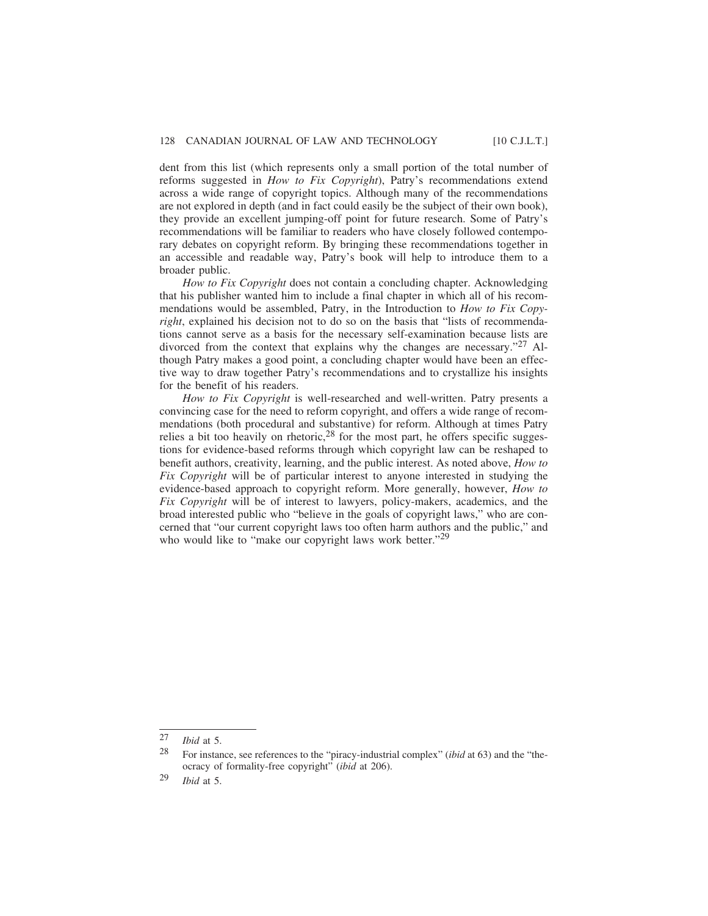dent from this list (which represents only a small portion of the total number of reforms suggested in *How to Fix Copyright*), Patry's recommendations extend across a wide range of copyright topics. Although many of the recommendations are not explored in depth (and in fact could easily be the subject of their own book), they provide an excellent jumping-off point for future research. Some of Patry's recommendations will be familiar to readers who have closely followed contemporary debates on copyright reform. By bringing these recommendations together in an accessible and readable way, Patry's book will help to introduce them to a broader public.

*How to Fix Copyright* does not contain a concluding chapter. Acknowledging that his publisher wanted him to include a final chapter in which all of his recommendations would be assembled, Patry, in the Introduction to *How to Fix Copyright*, explained his decision not to do so on the basis that "lists of recommendations cannot serve as a basis for the necessary self-examination because lists are divorced from the context that explains why the changes are necessary."[27] Although Patry makes a good point, a concluding chapter would have been an effective way to draw together Patry's recommendations and to crystallize his insights for the benefit of his readers.

*How to Fix Copyright* is well-researched and well-written. Patry presents a convincing case for the need to reform copyright, and offers a wide range of recommendations (both procedural and substantive) for reform. Although at times Patry relies a bit too heavily on rhetoric,[28] for the most part, he offers specific suggestions for evidence-based reforms through which copyright law can be reshaped to benefit authors, creativity, learning, and the public interest. As noted above, *How to Fix Copyright* will be of particular interest to anyone interested in studying the evidence-based approach to copyright reform. More generally, however, *How to Fix Copyright* will be of interest to lawyers, policy-makers, academics, and the broad interested public who "believe in the goals of copyright laws," who are concerned that "our current copyright laws too often harm authors and the public," and who would like to "make our copyright laws work better."[29]

---

27 *Ibid* at 5.

28 For instance, see references to the "piracy-industrial complex" (*ibid* at 63) and the "theocracy of formality-free copyright" (*ibid* at 206).

29 *Ibid* at 5.